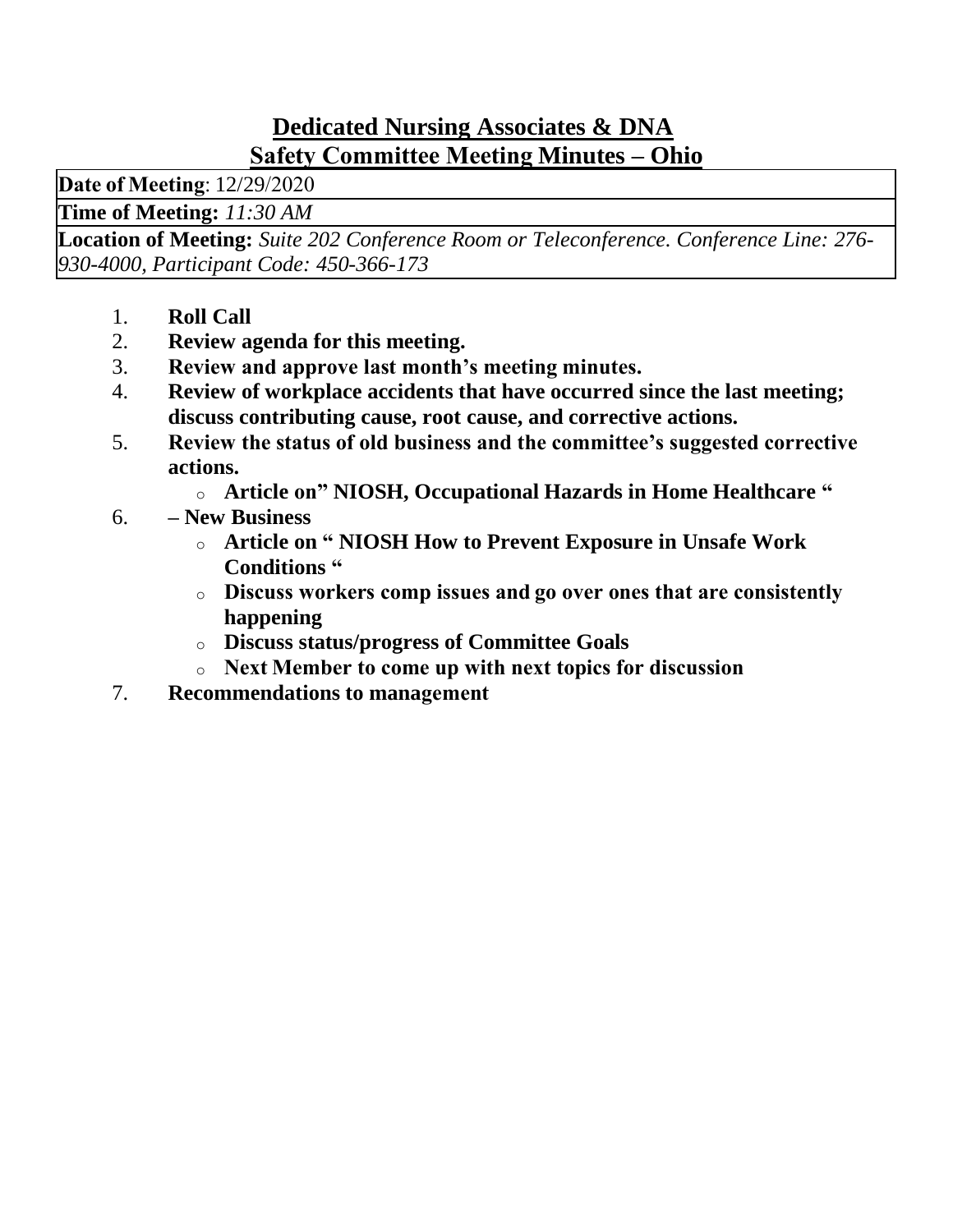# Dedicated Nursing Associates & DNA
# Safety Committee Meeting Minutes – Ohio

| **Date of Meeting**: 12/29/2020 |
|---|
| **Time of Meeting:** *11:30 AM* |
| **Location of Meeting:** *Suite 202 Conference Room or Teleconference. Conference Line: 276-930-4000, Participant Code: 450-366-173* |

1. **Roll Call**
2. **Review agenda for this meeting.**
3. **Review and approve last month's meeting minutes.**
4. **Review of workplace accidents that have occurred since the last meeting; discuss contributing cause, root cause, and corrective actions.**
5. **Review the status of old business and the committee's suggested corrective actions.**
   - **Article on" NIOSH, Occupational Hazards in Home Healthcare "**
6. **– New Business**
   - **Article on " NIOSH How to Prevent Exposure in Unsafe Work Conditions "**
   - **Discuss workers comp issues and go over ones that are consistently happening**
   - **Discuss status/progress of Committee Goals**
   - **Next Member to come up with next topics for discussion**
7. **Recommendations to management**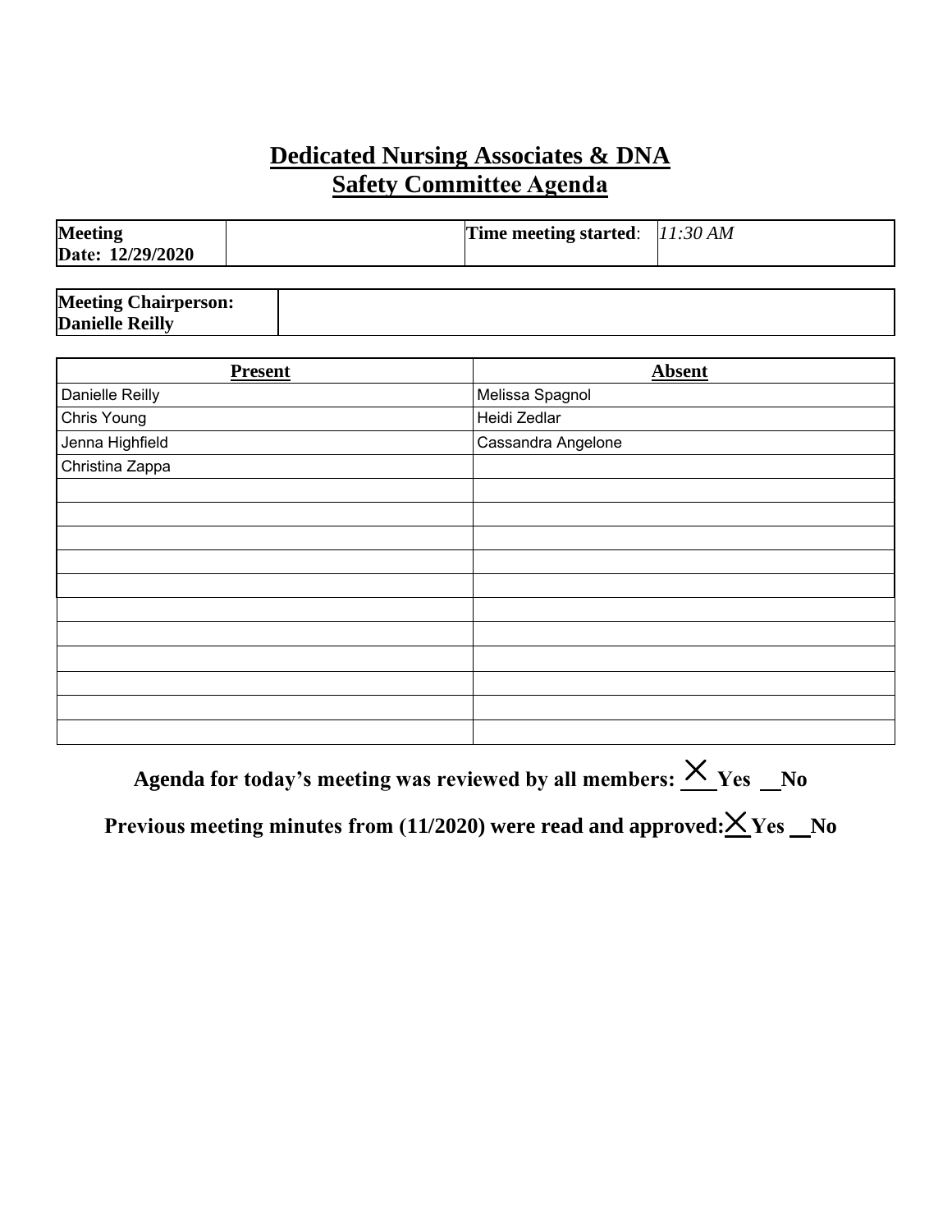# Dedicated Nursing Associates & DNA
## Safety Committee Agenda

| **Meeting Date: 12/29/2020** | | **Time meeting started**: | *11:30 AM* |
|---|---|---|---|

| **Meeting Chairperson: Danielle Reilly** | |
|---|---|

| **Present** | **Absent** |
|---|---|
| Danielle Reilly | Melissa Spagnol |
| Chris Young | Heidi Zedlar |
| Jenna Highfield | Cassandra Angelone |
| Christina Zappa | |
| | |
| | |
| | |
| | |
| | |
| | |
| | |
| | |
| | |
| | |
| | |

**Agenda for today's meeting was reviewed by all members: X Yes \_\_No**

**Previous meeting minutes from (11/2020) were read and approved: X Yes \_\_No**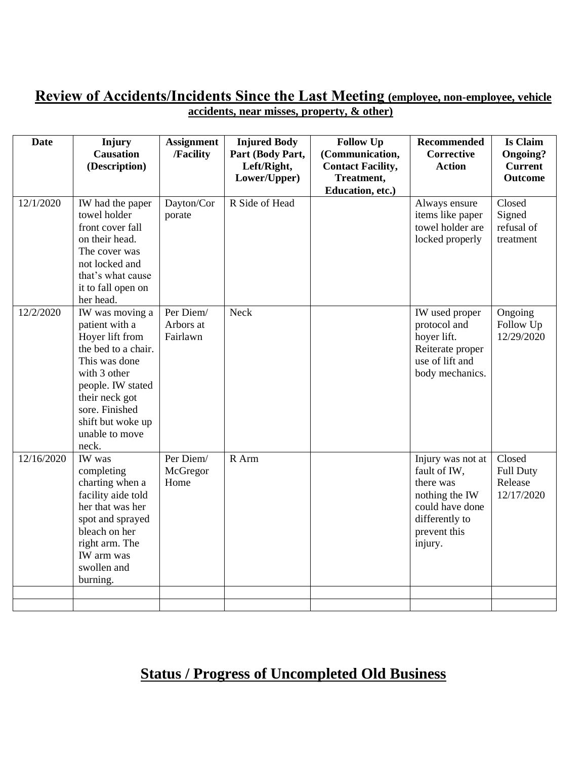## **Review of Accidents/Incidents Since the Last Meeting** (employee, non-employee, vehicle accidents, near misses, property, & other)

| Date | Injury Causation (Description) | Assignment /Facility | Injured Body Part (Body Part, Left/Right, Lower/Upper) | Follow Up (Communication, Contact Facility, Treatment, Education, etc.) | Recommended Corrective Action | Is Claim Ongoing? Current Outcome |
|---|---|---|---|---|---|---|
| 12/1/2020 | IW had the paper towel holder front cover fall on their head. The cover was not locked and that's what cause it to fall open on her head. | Dayton/Corporate | R Side of Head | | Always ensure items like paper towel holder are locked properly | Closed Signed refusal of treatment |
| 12/2/2020 | IW was moving a patient with a Hoyer lift from the bed to a chair. This was done with 3 other people. IW stated their neck got sore. Finished shift but woke up unable to move neck. | Per Diem/ Arbors at Fairlawn | Neck | | IW used proper protocol and hoyer lift. Reiterate proper use of lift and body mechanics. | Ongoing Follow Up 12/29/2020 |
| 12/16/2020 | IW was completing charting when a facility aide told her that was her spot and sprayed bleach on her right arm. The IW arm was swollen and burning. | Per Diem/ McGregor Home | R Arm | | Injury was not at fault of IW, there was nothing the IW could have done differently to prevent this injury. | Closed Full Duty Release 12/17/2020 |
| | | | | | | |
| | | | | | | |

## **Status / Progress of Uncompleted Old Business**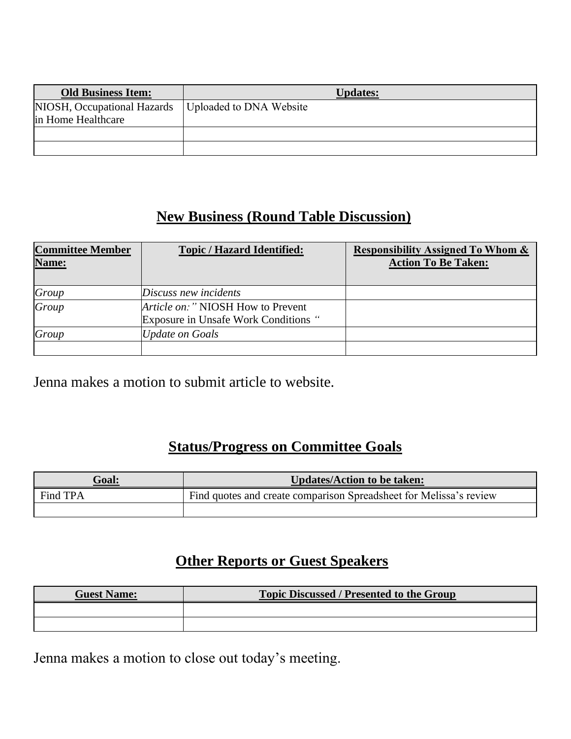| **Old Business Item:** | **Updates:** |
|---|---|
| NIOSH, Occupational Hazards in Home Healthcare | Uploaded to DNA Website |
| | |
| | |

## New Business (Round Table Discussion)

| **Committee Member Name:** | **Topic / Hazard Identified:** | **Responsibility Assigned To Whom & Action To Be Taken:** |
|---|---|---|
| *Group* | *Discuss new incidents* | |
| *Group* | *Article on:"* NIOSH How to Prevent Exposure in Unsafe Work Conditions *"* | |
| *Group* | *Update on Goals* | |
| | | |

Jenna makes a motion to submit article to website.

## Status/Progress on Committee Goals

| **Goal:** | **Updates/Action to be taken:** |
|---|---|
| Find TPA | Find quotes and create comparison Spreadsheet for Melissa's review |
| | |

## Other Reports or Guest Speakers

| **Guest Name:** | **Topic Discussed / Presented to the Group** |
|---|---|
| | |
| | |

Jenna makes a motion to close out today's meeting.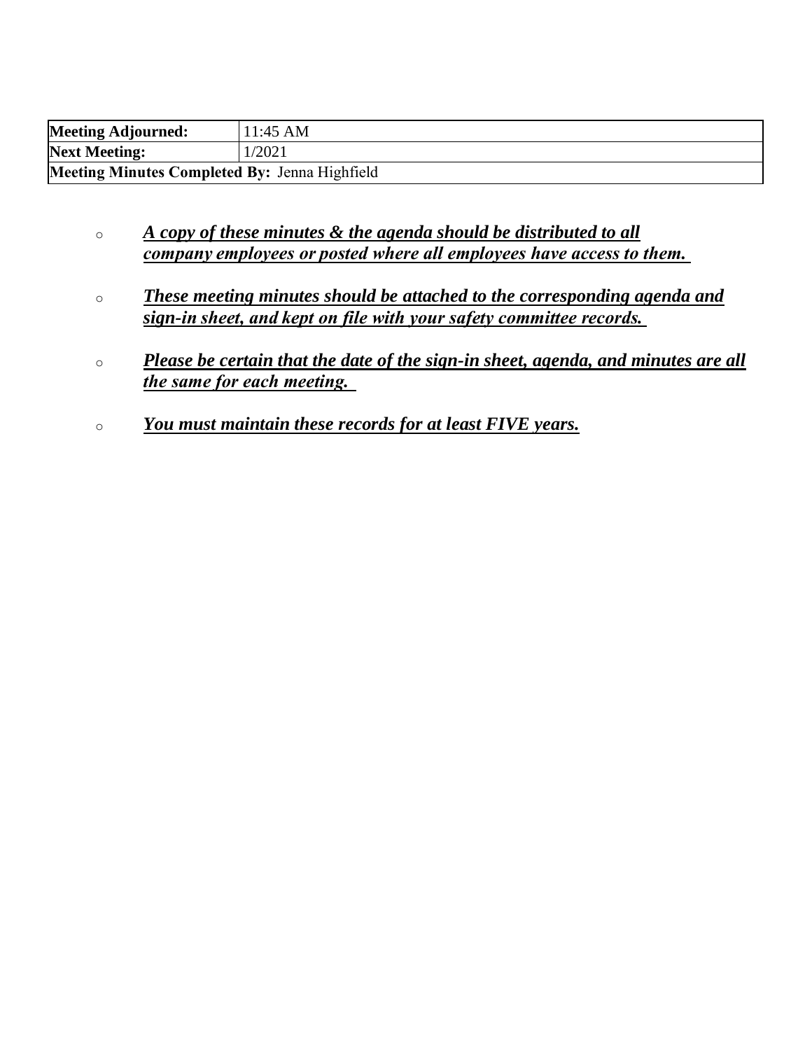| | |
|---|---|
| **Meeting Adjourned:** | 11:45 AM |
| **Next Meeting:** | 1/2021 |
| **Meeting Minutes Completed By:** Jenna Highfield | |

- ***A copy of these minutes & the agenda should be distributed to all company employees or posted where all employees have access to them.***

- ***These meeting minutes should be attached to the corresponding agenda and sign-in sheet, and kept on file with your safety committee records.***

- ***Please be certain that the date of the sign-in sheet, agenda, and minutes are all the same for each meeting.***

- ***You must maintain these records for at least FIVE years.***